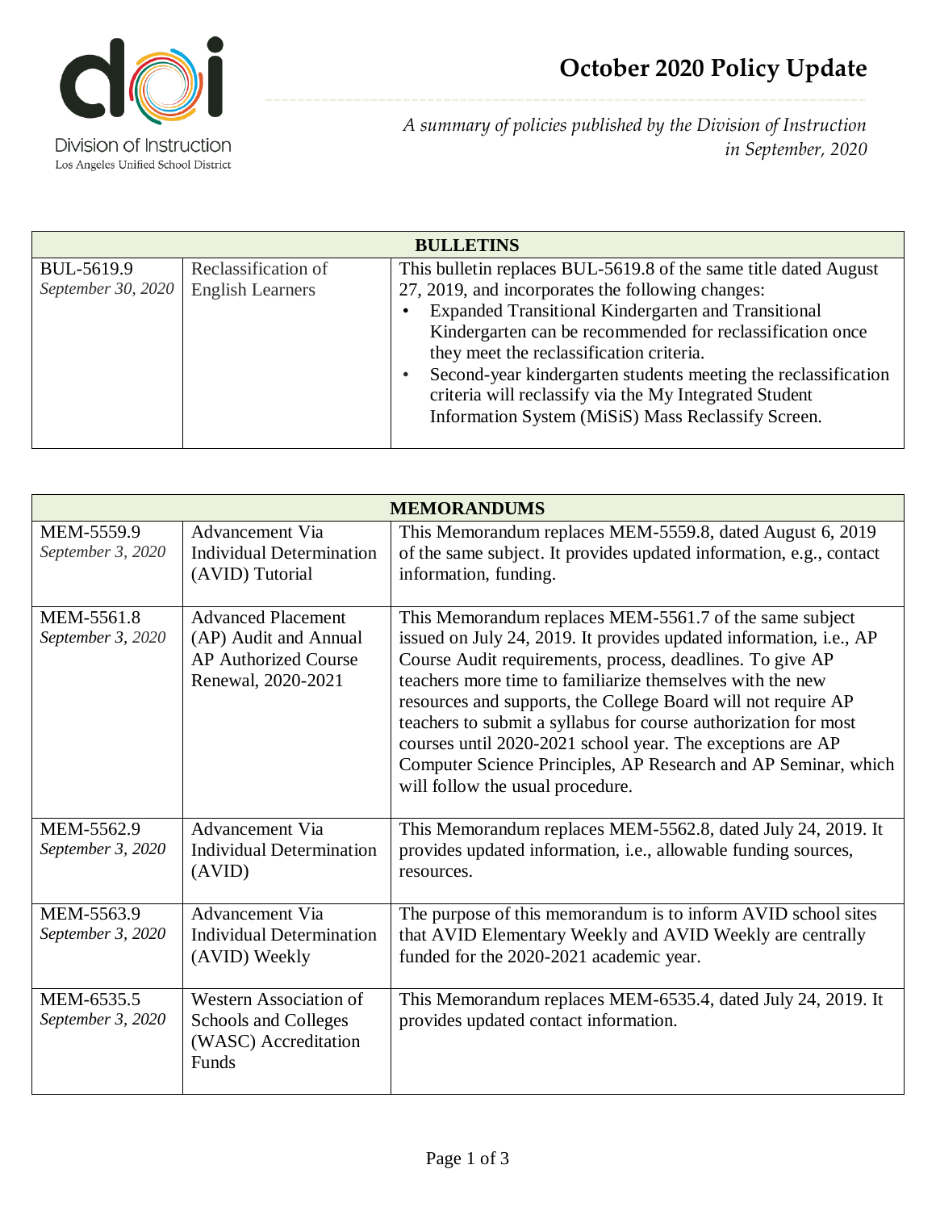Division of Instruction
Los Angeles Unified School District

# October 2020 Policy Update

*A summary of policies published by the Division of Instruction in September, 2020*

| BULLETINS | | |
|---|---|---|
| BUL-5619.9<br>*September 30, 2020* | Reclassification of English Learners | This bulletin replaces BUL-5619.8 of the same title dated August 27, 2019, and incorporates the following changes:<br>• Expanded Transitional Kindergarten and Transitional Kindergarten can be recommended for reclassification once they meet the reclassification criteria.<br>• Second-year kindergarten students meeting the reclassification criteria will reclassify via the My Integrated Student Information System (MiSiS) Mass Reclassify Screen. |

| MEMORANDUMS | | |
|---|---|---|
| MEM-5559.9<br>*September 3, 2020* | Advancement Via Individual Determination (AVID) Tutorial | This Memorandum replaces MEM-5559.8, dated August 6, 2019 of the same subject. It provides updated information, e.g., contact information, funding. |
| MEM-5561.8<br>*September 3, 2020* | Advanced Placement (AP) Audit and Annual AP Authorized Course Renewal, 2020-2021 | This Memorandum replaces MEM-5561.7 of the same subject issued on July 24, 2019. It provides updated information, i.e., AP Course Audit requirements, process, deadlines. To give AP teachers more time to familiarize themselves with the new resources and supports, the College Board will not require AP teachers to submit a syllabus for course authorization for most courses until 2020-2021 school year. The exceptions are AP Computer Science Principles, AP Research and AP Seminar, which will follow the usual procedure. |
| MEM-5562.9<br>*September 3, 2020* | Advancement Via Individual Determination (AVID) | This Memorandum replaces MEM-5562.8, dated July 24, 2019. It provides updated information, i.e., allowable funding sources, resources. |
| MEM-5563.9<br>*September 3, 2020* | Advancement Via Individual Determination (AVID) Weekly | The purpose of this memorandum is to inform AVID school sites that AVID Elementary Weekly and AVID Weekly are centrally funded for the 2020-2021 academic year. |
| MEM-6535.5<br>*September 3, 2020* | Western Association of Schools and Colleges (WASC) Accreditation Funds | This Memorandum replaces MEM-6535.4, dated July 24, 2019. It provides updated contact information. |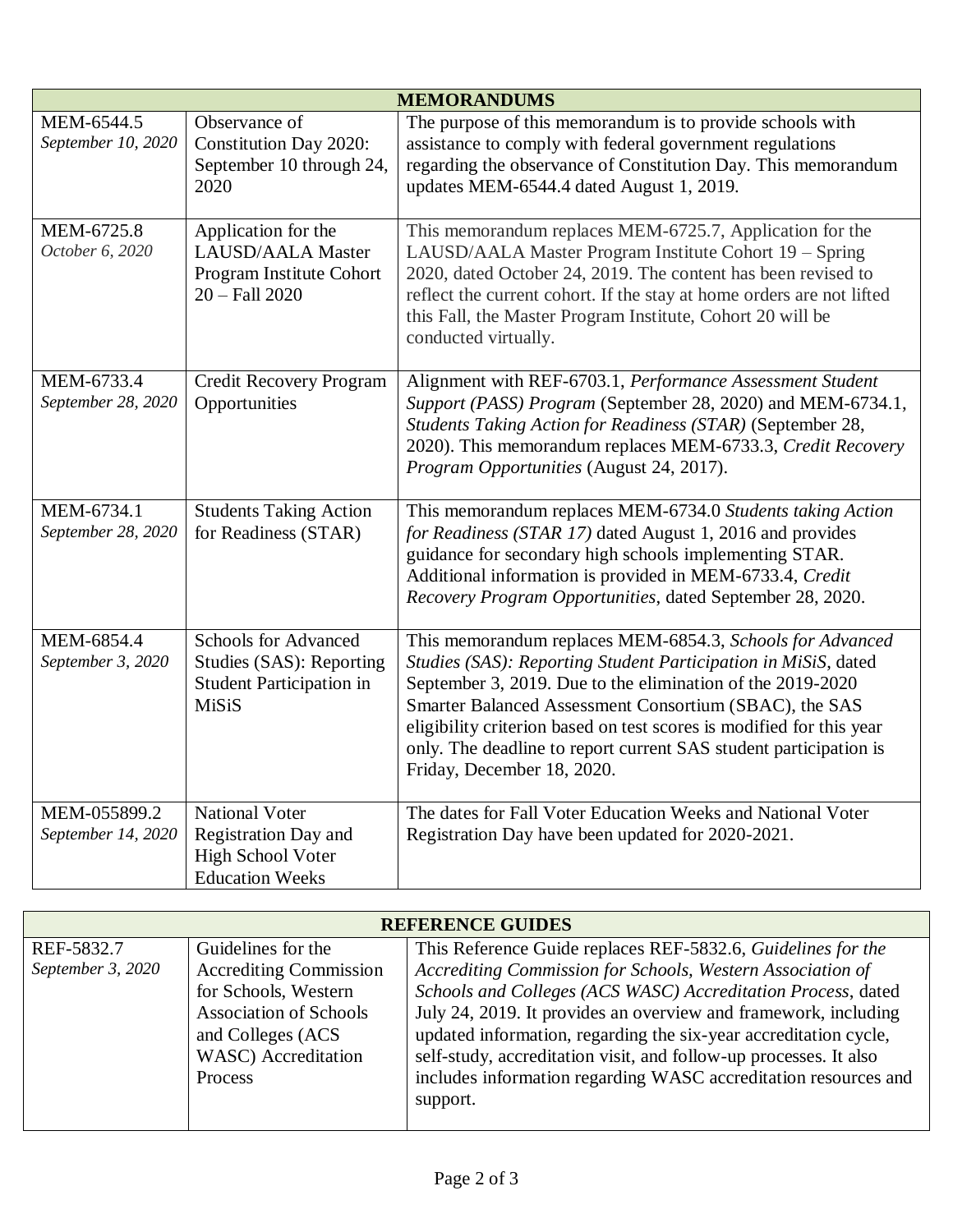| MEMORANDUMS | | |
|---|---|---|
| MEM-6544.5<br>*September 10, 2020* | Observance of Constitution Day 2020: September 10 through 24, 2020 | The purpose of this memorandum is to provide schools with assistance to comply with federal government regulations regarding the observance of Constitution Day. This memorandum updates MEM-6544.4 dated August 1, 2019. |
| MEM-6725.8<br>*October 6, 2020* | Application for the LAUSD/AALA Master Program Institute Cohort 20 – Fall 2020 | This memorandum replaces MEM-6725.7, Application for the LAUSD/AALA Master Program Institute Cohort 19 – Spring 2020, dated October 24, 2019. The content has been revised to reflect the current cohort. If the stay at home orders are not lifted this Fall, the Master Program Institute, Cohort 20 will be conducted virtually. |
| MEM-6733.4<br>*September 28, 2020* | Credit Recovery Program Opportunities | Alignment with REF-6703.1, *Performance Assessment Student Support (PASS) Program* (September 28, 2020) and MEM-6734.1, *Students Taking Action for Readiness (STAR)* (September 28, 2020). This memorandum replaces MEM-6733.3, *Credit Recovery Program Opportunities* (August 24, 2017). |
| MEM-6734.1<br>*September 28, 2020* | Students Taking Action for Readiness (STAR) | This memorandum replaces MEM-6734.0 *Students taking Action for Readiness (STAR 17)* dated August 1, 2016 and provides guidance for secondary high schools implementing STAR. Additional information is provided in MEM-6733.4, *Credit Recovery Program Opportunities*, dated September 28, 2020. |
| MEM-6854.4<br>*September 3, 2020* | Schools for Advanced Studies (SAS): Reporting Student Participation in MiSiS | This memorandum replaces MEM-6854.3, *Schools for Advanced Studies (SAS): Reporting Student Participation in MiSiS*, dated September 3, 2019. Due to the elimination of the 2019-2020 Smarter Balanced Assessment Consortium (SBAC), the SAS eligibility criterion based on test scores is modified for this year only. The deadline to report current SAS student participation is Friday, December 18, 2020. |
| MEM-055899.2<br>*September 14, 2020* | National Voter Registration Day and High School Voter Education Weeks | The dates for Fall Voter Education Weeks and National Voter Registration Day have been updated for 2020-2021. |

| REFERENCE GUIDES | | |
|---|---|---|
| REF-5832.7<br>*September 3, 2020* | Guidelines for the Accrediting Commission for Schools, Western Association of Schools and Colleges (ACS WASC) Accreditation Process | This Reference Guide replaces REF-5832.6, *Guidelines for the Accrediting Commission for Schools, Western Association of Schools and Colleges (ACS WASC) Accreditation Process*, dated July 24, 2019. It provides an overview and framework, including updated information, regarding the six-year accreditation cycle, self-study, accreditation visit, and follow-up processes. It also includes information regarding WASC accreditation resources and support. |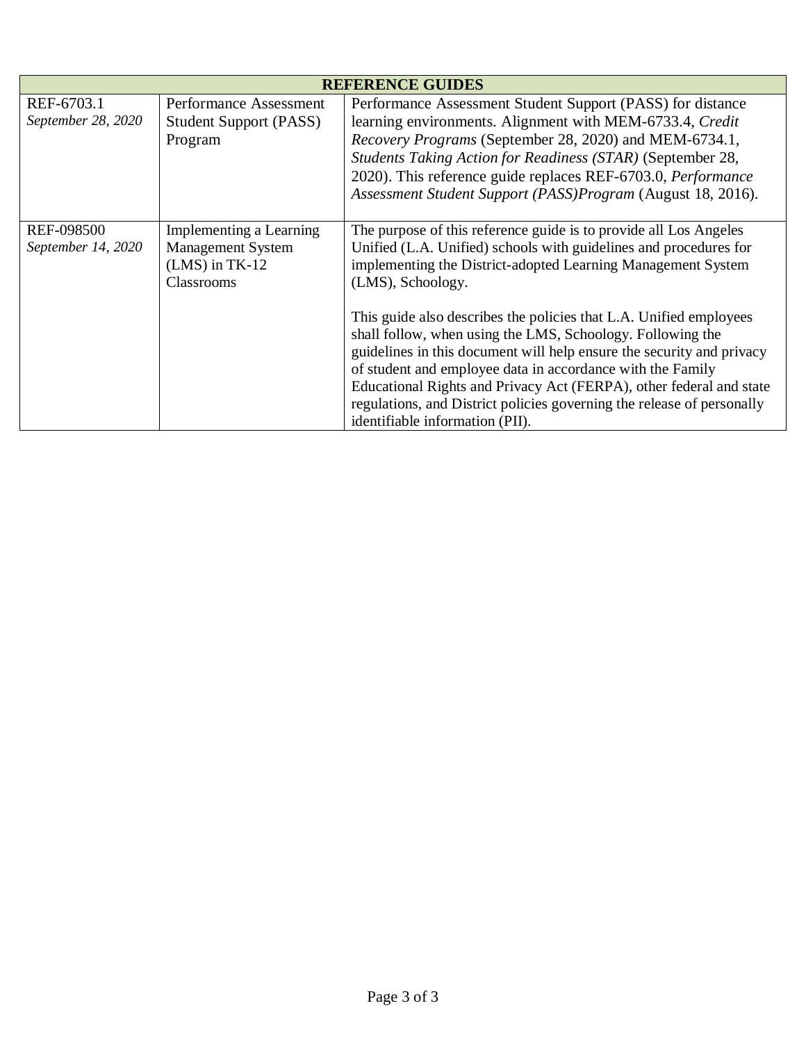| REFERENCE GUIDES | | |
|---|---|---|
| REF-6703.1<br>*September 28, 2020* | Performance Assessment Student Support (PASS) Program | Performance Assessment Student Support (PASS) for distance learning environments. Alignment with MEM-6733.4, *Credit Recovery Programs* (September 28, 2020) and MEM-6734.1, *Students Taking Action for Readiness (STAR)* (September 28, 2020). This reference guide replaces REF-6703.0, *Performance Assessment Student Support (PASS)Program* (August 18, 2016). |
| REF-098500<br>*September 14, 2020* | Implementing a Learning Management System (LMS) in TK-12 Classrooms | The purpose of this reference guide is to provide all Los Angeles Unified (L.A. Unified) schools with guidelines and procedures for implementing the District-adopted Learning Management System (LMS), Schoology.<br><br>This guide also describes the policies that L.A. Unified employees shall follow, when using the LMS, Schoology. Following the guidelines in this document will help ensure the security and privacy of student and employee data in accordance with the Family Educational Rights and Privacy Act (FERPA), other federal and state regulations, and District policies governing the release of personally identifiable information (PII). |